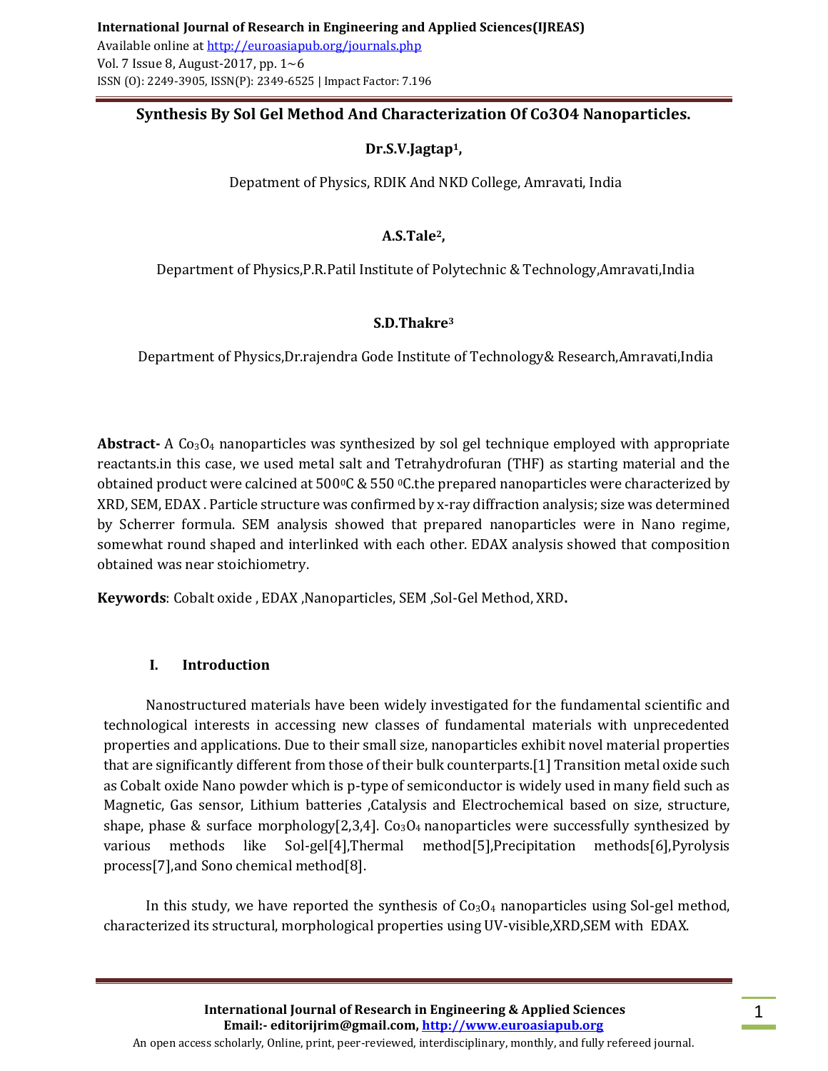# Synthesis By Sol Gel Method And Characterization Of Co3O4 Nanoparticles.

**Dr.S.V.Jagtap[1],**

Depatment of Physics, RDIK And NKD College, Amravati, India

**A.S.Tale[2],**

Department of Physics,P.R.Patil Institute of Polytechnic & Technology,Amravati,India

**S.D.Thakre[3]**

Department of Physics,Dr.rajendra Gode Institute of Technology& Research,Amravati,India

**Abstract-** A $Co_3O_4$ nanoparticles was synthesized by sol gel technique employed with appropriate reactants.in this case, we used metal salt and Tetrahydrofuran (THF) as starting material and the obtained product were calcined at 500$^0$C & 550 $^0$C.the prepared nanoparticles were characterized by XRD, SEM, EDAX . Particle structure was confirmed by x-ray diffraction analysis; size was determined by Scherrer formula. SEM analysis showed that prepared nanoparticles were in Nano regime, somewhat round shaped and interlinked with each other. EDAX analysis showed that composition obtained was near stoichiometry.

**Keywords**: Cobalt oxide , EDAX ,Nanoparticles, SEM ,Sol-Gel Method, XRD**.**

## I. Introduction

Nanostructured materials have been widely investigated for the fundamental scientific and technological interests in accessing new classes of fundamental materials with unprecedented properties and applications. Due to their small size, nanoparticles exhibit novel material properties that are significantly different from those of their bulk counterparts.[1] Transition metal oxide such as Cobalt oxide Nano powder which is p-type of semiconductor is widely used in many field such as Magnetic, Gas sensor, Lithium batteries ,Catalysis and Electrochemical based on size, structure, shape, phase & surface morphology[2,3,4]. $Co_3O_4$ nanoparticles were successfully synthesized by various methods like Sol-gel[4],Thermal method[5],Precipitation methods[6],Pyrolysis process[7],and Sono chemical method[8].

In this study, we have reported the synthesis of $Co_3O_4$ nanoparticles using Sol-gel method, characterized its structural, morphological properties using UV-visible,XRD,SEM with EDAX.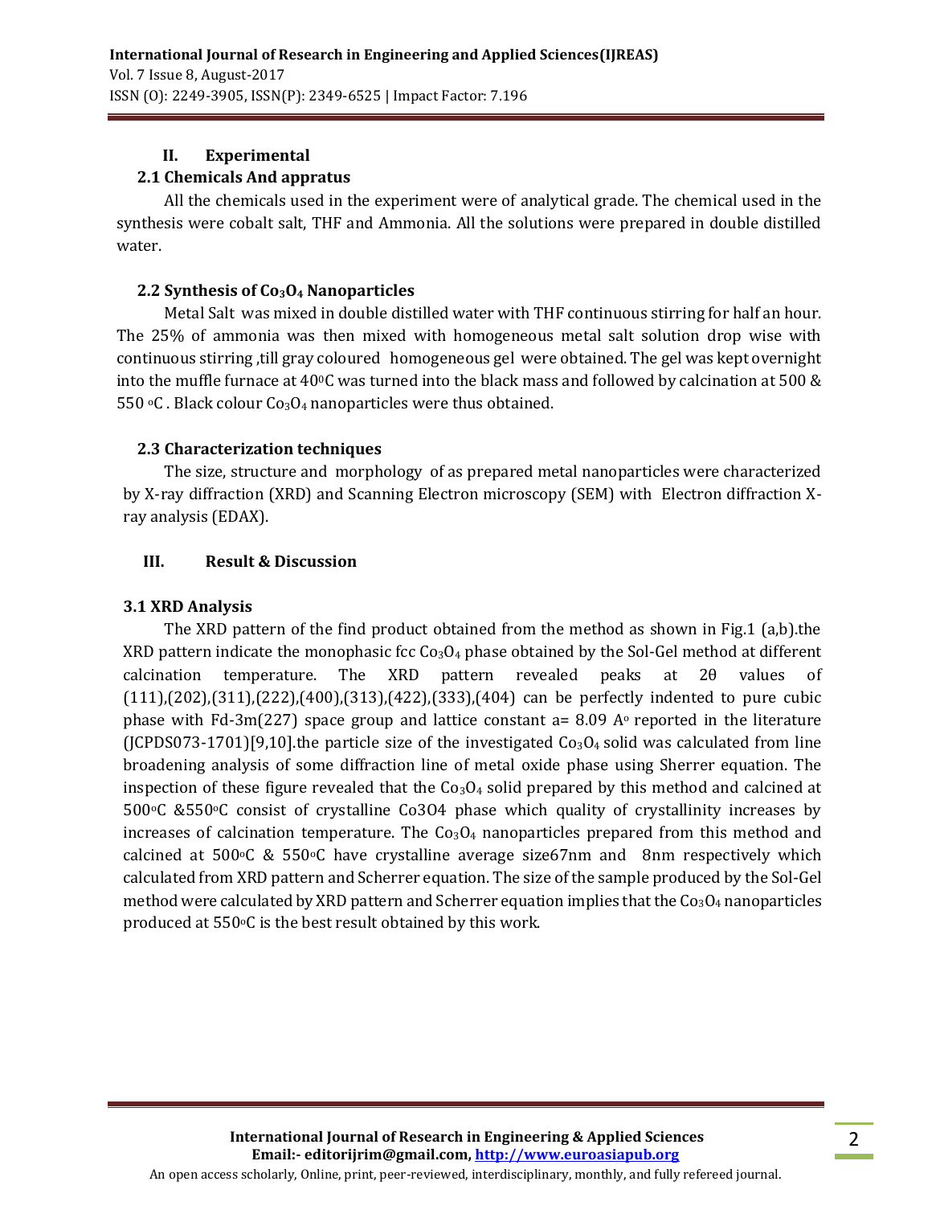## II. Experimental

### 2.1 Chemicals And appratus

All the chemicals used in the experiment were of analytical grade. The chemical used in the synthesis were cobalt salt, THF and Ammonia. All the solutions were prepared in double distilled water.

### 2.2 Synthesis of $Co_3O_4$ Nanoparticles

Metal Salt was mixed in double distilled water with THF continuous stirring for half an hour. The 25% of ammonia was then mixed with homogeneous metal salt solution drop wise with continuous stirring ,till gray coloured homogeneous gel were obtained. The gel was kept overnight into the muffle furnace at $40^0$C was turned into the black mass and followed by calcination at 500 & 550 $^o$C . Black colour $Co_3O_4$ nanoparticles were thus obtained.

### 2.3 Characterization techniques

The size, structure and morphology of as prepared metal nanoparticles were characterized by X-ray diffraction (XRD) and Scanning Electron microscopy (SEM) with Electron diffraction X-ray analysis (EDAX).

## III. Result & Discussion

### 3.1 XRD Analysis

The XRD pattern of the find product obtained from the method as shown in Fig.1 (a,b).the XRD pattern indicate the monophasic fcc $Co_3O_4$ phase obtained by the Sol-Gel method at different calcination temperature. The XRD pattern revealed peaks at 2θ values of (111),(202),(311),(222),(400),(313),(422),(333),(404) can be perfectly indented to pure cubic phase with Fd-3m(227) space group and lattice constant a= 8.09 A$^o$ reported in the literature (JCPDS073-1701)[9,10].the particle size of the investigated $Co_3O_4$ solid was calculated from line broadening analysis of some diffraction line of metal oxide phase using Sherrer equation. The inspection of these figure revealed that the $Co_3O_4$ solid prepared by this method and calcined at 500$^o$C &550$^o$C consist of crystalline Co3O4 phase which quality of crystallinity increases by increases of calcination temperature. The $Co_3O_4$ nanoparticles prepared from this method and calcined at 500$^o$C & 550$^o$C have crystalline average size67nm and 8nm respectively which calculated from XRD pattern and Scherrer equation. The size of the sample produced by the Sol-Gel method were calculated by XRD pattern and Scherrer equation implies that the $Co_3O_4$ nanoparticles produced at 550$^o$C is the best result obtained by this work.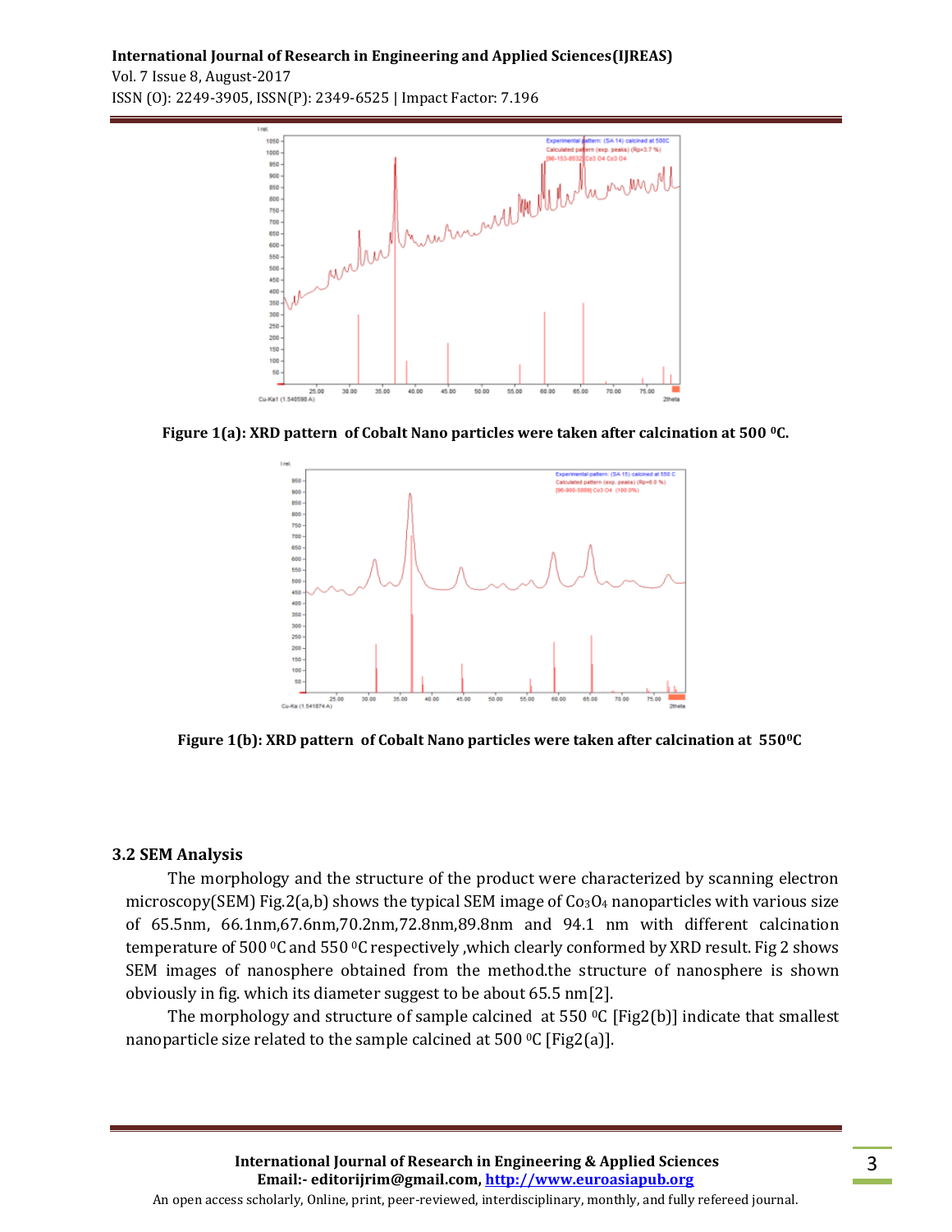Figure 1(a): XRD pattern of Cobalt Nano particles were taken after calcination at 500 $^0$C.

Figure 1(b): XRD pattern of Cobalt Nano particles were taken after calcination at 550$^0$C

### 3.2 SEM Analysis

The morphology and the structure of the product were characterized by scanning electron microscopy(SEM) Fig.2(a,b) shows the typical SEM image of $Co_3O_4$ nanoparticles with various size of 65.5nm, 66.1nm,67.6nm,70.2nm,72.8nm,89.8nm and 94.1 nm with different calcination temperature of 500 $^0$C and 550 $^0$C respectively ,which clearly conformed by XRD result. Fig 2 shows SEM images of nanosphere obtained from the method.the structure of nanosphere is shown obviously in fig. which its diameter suggest to be about 65.5 nm[2].

The morphology and structure of sample calcined at 550 $^0$C [Fig2(b)] indicate that smallest nanoparticle size related to the sample calcined at 500 $^0$C [Fig2(a)].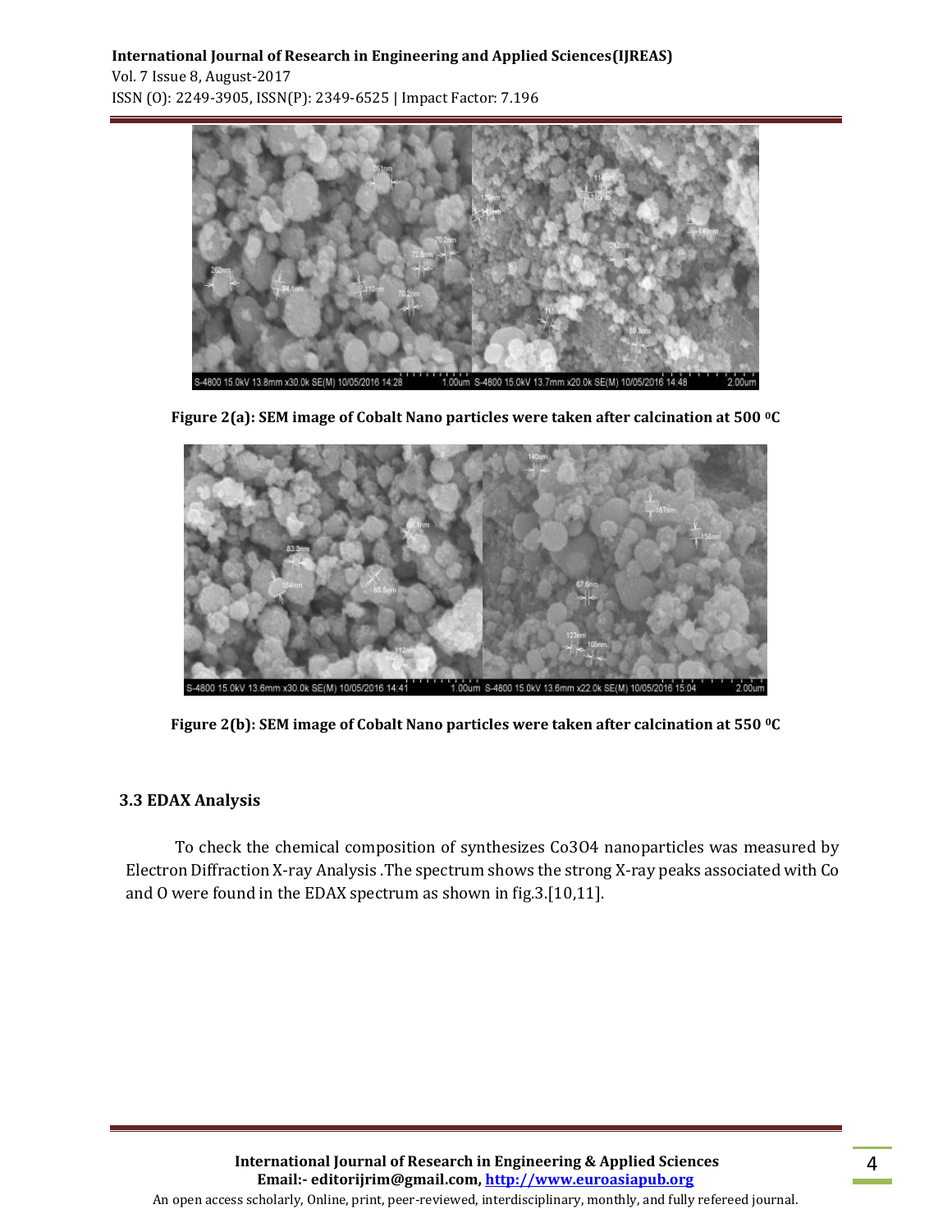Figure 2(a): SEM image of Cobalt Nano particles were taken after calcination at 500 $^0$C

Figure 2(b): SEM image of Cobalt Nano particles were taken after calcination at 550 $^0$C

### 3.3 EDAX Analysis

To check the chemical composition of synthesizes $Co_3O_4$ nanoparticles was measured by Electron Diffraction X-ray Analysis .The spectrum shows the strong X-ray peaks associated with Co and O were found in the EDAX spectrum as shown in fig.3.[10,11].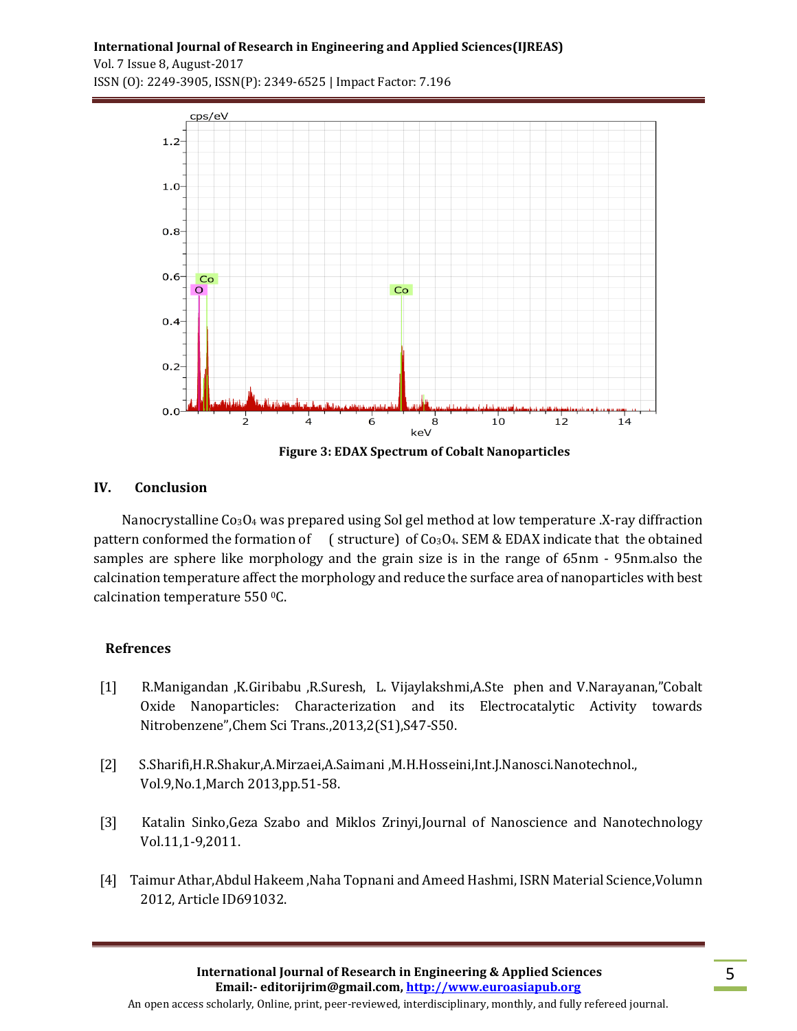Figure 3: EDAX Spectrum of Cobalt Nanoparticles

## IV. Conclusion

Nanocrystalline $Co_3O_4$ was prepared using Sol gel method at low temperature .X-ray diffraction pattern conformed the formation of ( structure) of $Co_3O_4$. SEM & EDAX indicate that the obtained samples are sphere like morphology and the grain size is in the range of 65nm - 95nm.also the calcination temperature affect the morphology and reduce the surface area of nanoparticles with best calcination temperature 550 $^0$C.

## Refrences

[1] R.Manigandan ,K.Giribabu ,R.Suresh, L. Vijaylakshmi,A.Ste phen and V.Narayanan,"Cobalt Oxide Nanoparticles: Characterization and its Electrocatalytic Activity towards Nitrobenzene",Chem Sci Trans.,2013,2(S1),S47-S50.

[2] S.Sharifi,H.R.Shakur,A.Mirzaei,A.Saimani ,M.H.Hosseini,Int.J.Nanosci.Nanotechnol., Vol.9,No.1,March 2013,pp.51-58.

[3] Katalin Sinko,Geza Szabo and Miklos Zrinyi,Journal of Nanoscience and Nanotechnology Vol.11,1-9,2011.

[4] Taimur Athar,Abdul Hakeem ,Naha Topnani and Ameed Hashmi, ISRN Material Science,Volumn 2012, Article ID691032.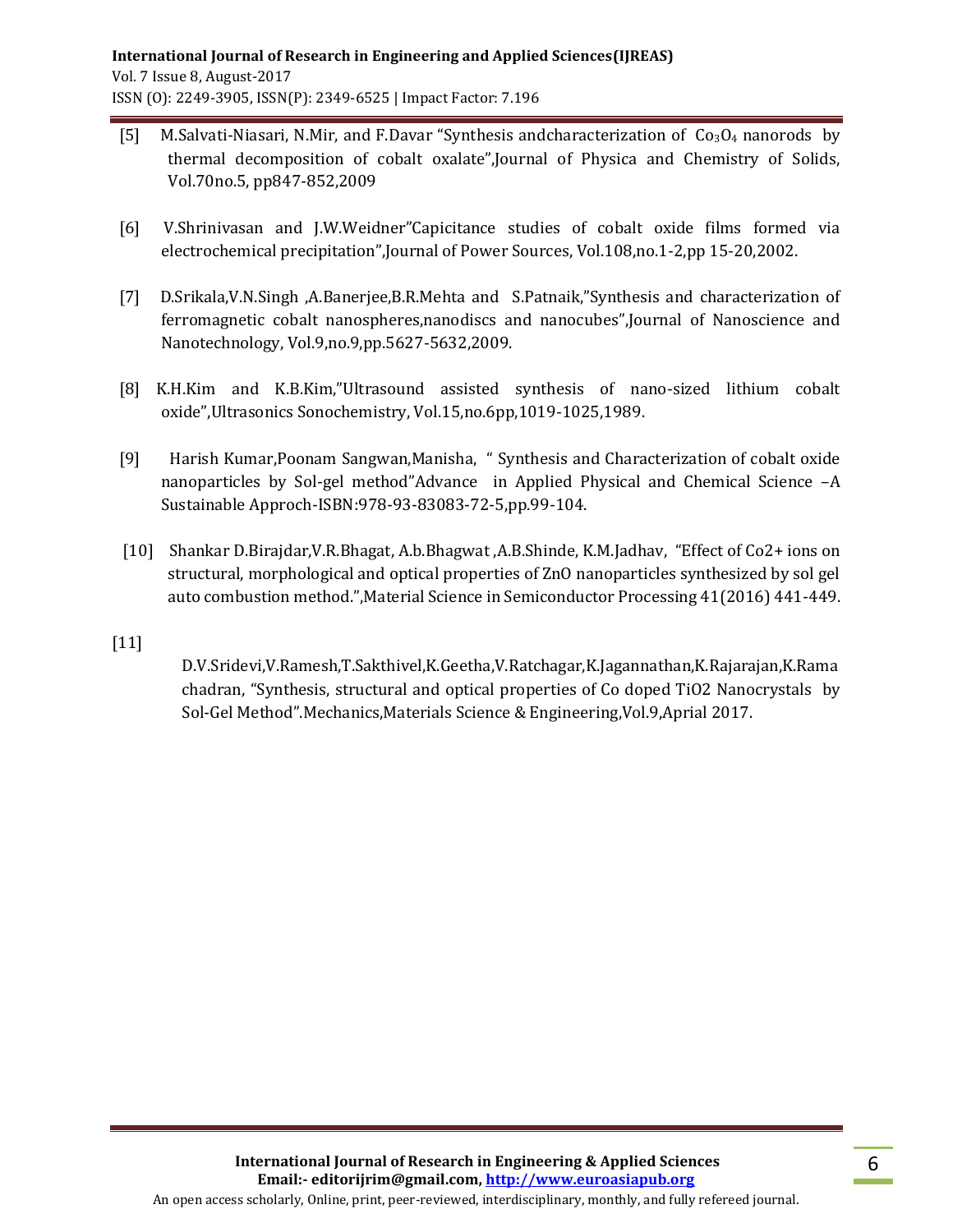[5] M.Salvati-Niasari, N.Mir, and F.Davar "Synthesis andcharacterization of $Co_3O_4$ nanorods by thermal decomposition of cobalt oxalate",Journal of Physica and Chemistry of Solids, Vol.70no.5, pp847-852,2009

[6] V.Shrinivasan and J.W.Weidner"Capicitance studies of cobalt oxide films formed via electrochemical precipitation",Journal of Power Sources, Vol.108,no.1-2,pp 15-20,2002.

[7] D.Srikala,V.N.Singh ,A.Banerjee,B.R.Mehta and S.Patnaik,"Synthesis and characterization of ferromagnetic cobalt nanospheres,nanodiscs and nanocubes",Journal of Nanoscience and Nanotechnology, Vol.9,no.9,pp.5627-5632,2009.

[8] K.H.Kim and K.B.Kim,"Ultrasound assisted synthesis of nano-sized lithium cobalt oxide",Ultrasonics Sonochemistry, Vol.15,no.6pp,1019-1025,1989.

[9] Harish Kumar,Poonam Sangwan,Manisha, " Synthesis and Characterization of cobalt oxide nanoparticles by Sol-gel method"Advance in Applied Physical and Chemical Science –A Sustainable Approch-ISBN:978-93-83083-72-5,pp.99-104.

[10] Shankar D.Birajdar,V.R.Bhagat, A.b.Bhagwat ,A.B.Shinde, K.M.Jadhav, "Effect of Co2+ ions on structural, morphological and optical properties of ZnO nanoparticles synthesized by sol gel auto combustion method.",Material Science in Semiconductor Processing 41(2016) 441-449.

[11] D.V.Sridevi,V.Ramesh,T.Sakthivel,K.Geetha,V.Ratchagar,K.Jagannathan,K.Rajarajan,K.Rama chadran, "Synthesis, structural and optical properties of Co doped TiO2 Nanocrystals by Sol-Gel Method".Mechanics,Materials Science & Engineering,Vol.9,Aprial 2017.